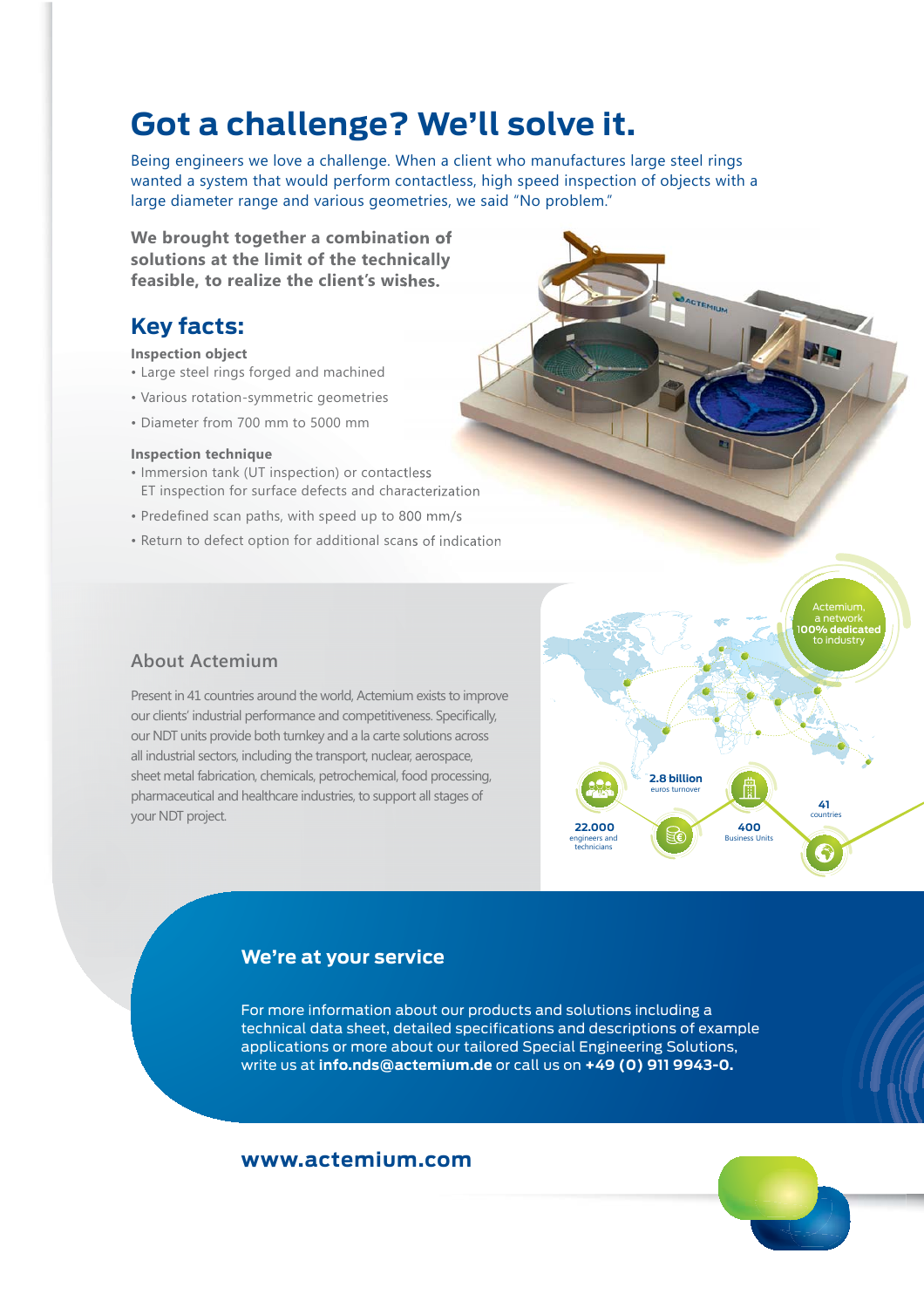# Got a challenge? We'll solve it.

Being engineers we love a challenge. When a client who manufactures large steel rings wanted a system that would perform contactless, high speed inspection of objects with a large diameter range and various geometries, we said "No problem."

**We brought together a combination of solutions at the limit of the technically feasible, to realize the client's wishes.**

## Key facts:

**Inspection object**

- Large steel rings forged and machined
- Various rotation-symmetric geometries
- Diameter from 700 mm to 5000 mm

**Inspection technique**

- Immersion tank (UT inspection) or contactless ET inspection for surface defects and characterization
- Predefined scan paths, with speed up to 800 mm/s
- Return to defect option for additional scans of indication

## About Actemium

Present in 41 countries around the world, Actemium exists to improve our clients' industrial performance and competitiveness. Specifically, our NDT units provide both turnkey and a la carte solutions across all industrial sectors, including the transport, nuclear, aerospace, sheet metal fabrication, chemicals, petrochemical, food processing, pharmaceutical and healthcare industries, to support all stages of your NDT project.

Actemium, a network **100% dedicated** to industry

- **22.000** engineers and technicians
- **2.8 billion** euros turnover
- **400** Business Units
- **41** countries

## We're at your service

For more information about our products and solutions including a technical data sheet, detailed specifications and descriptions of example applications or more about our tailored Special Engineering Solutions, write us at **info.nds@actemium.de** or call us on **+49 (0) 911 9943-0.**

**www.actemium.com**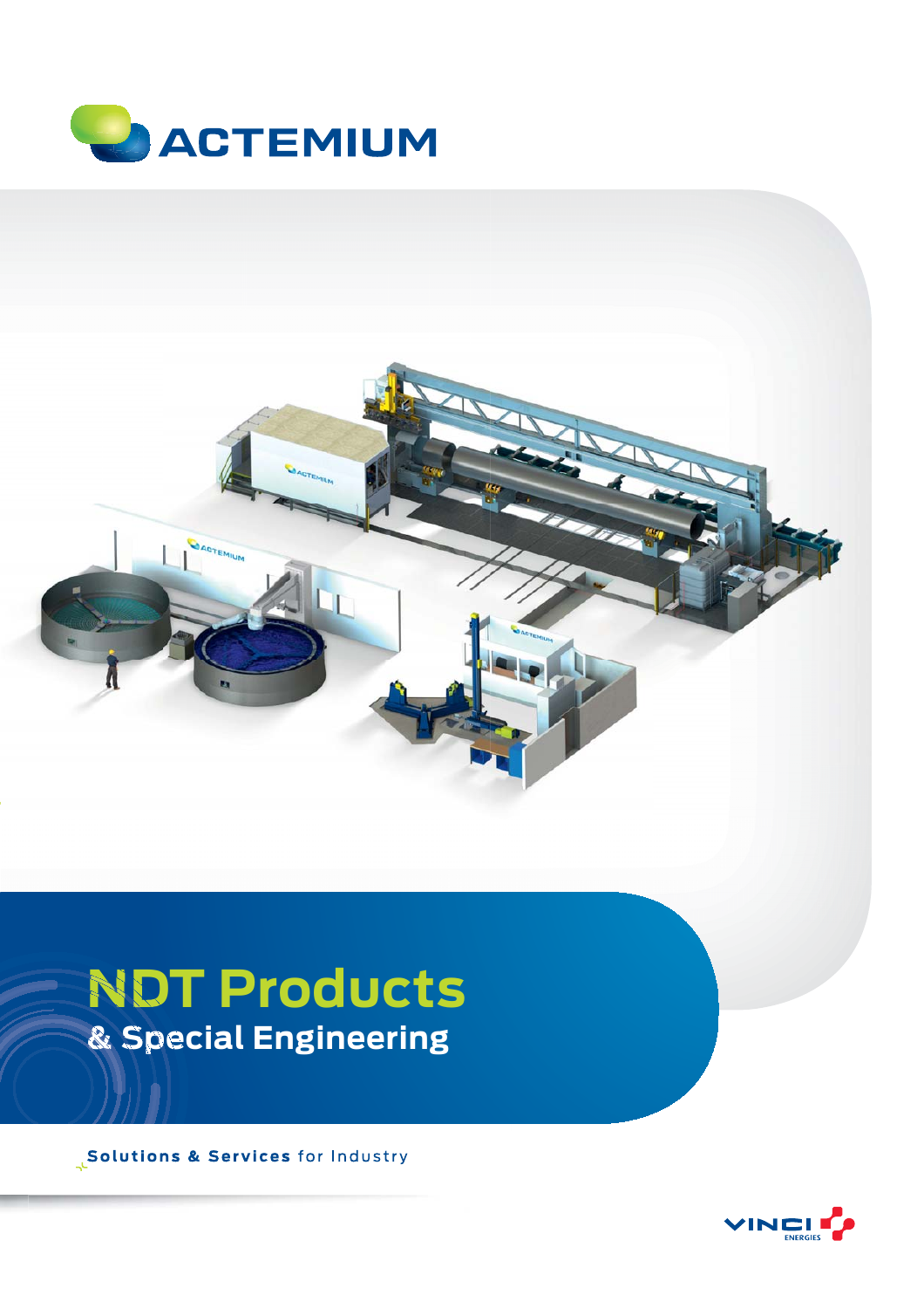ACTEMIUM

# NDT Products

## & Special Engineering

**Solutions & Services** for Industry

VINCI ENERGIES